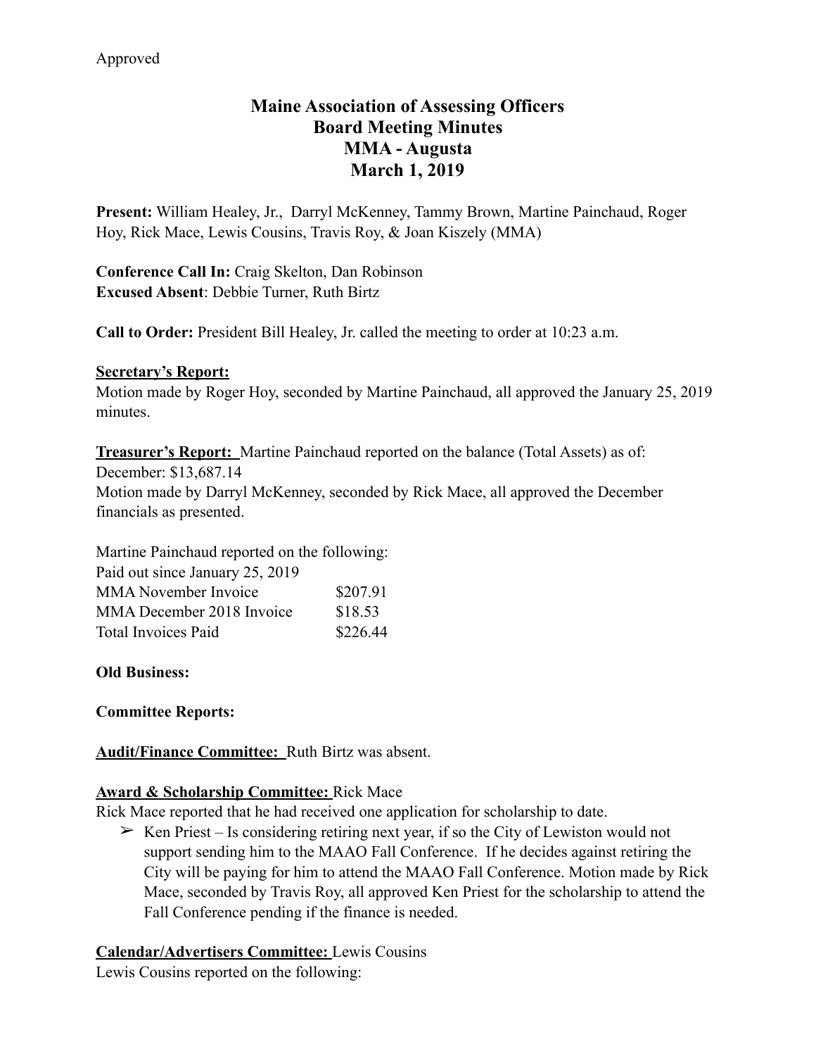Approved

# Maine Association of Assessing Officers
# Board Meeting Minutes
# MMA - Augusta
# March 1, 2019

**Present:** William Healey, Jr., Darryl McKenney, Tammy Brown, Martine Painchaud, Roger Hoy, Rick Mace, Lewis Cousins, Travis Roy, & Joan Kiszely (MMA)

**Conference Call In:** Craig Skelton, Dan Robinson
**Excused Absent**: Debbie Turner, Ruth Birtz

**Call to Order:** President Bill Healey, Jr. called the meeting to order at 10:23 a.m.

**Secretary's Report:**
Motion made by Roger Hoy, seconded by Martine Painchaud, all approved the January 25, 2019 minutes.

**Treasurer's Report:** Martine Painchaud reported on the balance (Total Assets) as of:
December: $13,687.14
Motion made by Darryl McKenney, seconded by Rick Mace, all approved the December financials as presented.

Martine Painchaud reported on the following:

| Paid out since January 25, 2019 | |
|---|---|
| MMA November Invoice | $207.91 |
| MMA December 2018 Invoice | $18.53 |
| Total Invoices Paid | $226.44 |

**Old Business:**

**Committee Reports:**

**Audit/Finance Committee:** Ruth Birtz was absent.

**Award & Scholarship Committee:** Rick Mace
Rick Mace reported that he had received one application for scholarship to date.

- Ken Priest – Is considering retiring next year, if so the City of Lewiston would not support sending him to the MAAO Fall Conference. If he decides against retiring the City will be paying for him to attend the MAAO Fall Conference. Motion made by Rick Mace, seconded by Travis Roy, all approved Ken Priest for the scholarship to attend the Fall Conference pending if the finance is needed.

**Calendar/Advertisers Committee:** Lewis Cousins
Lewis Cousins reported on the following: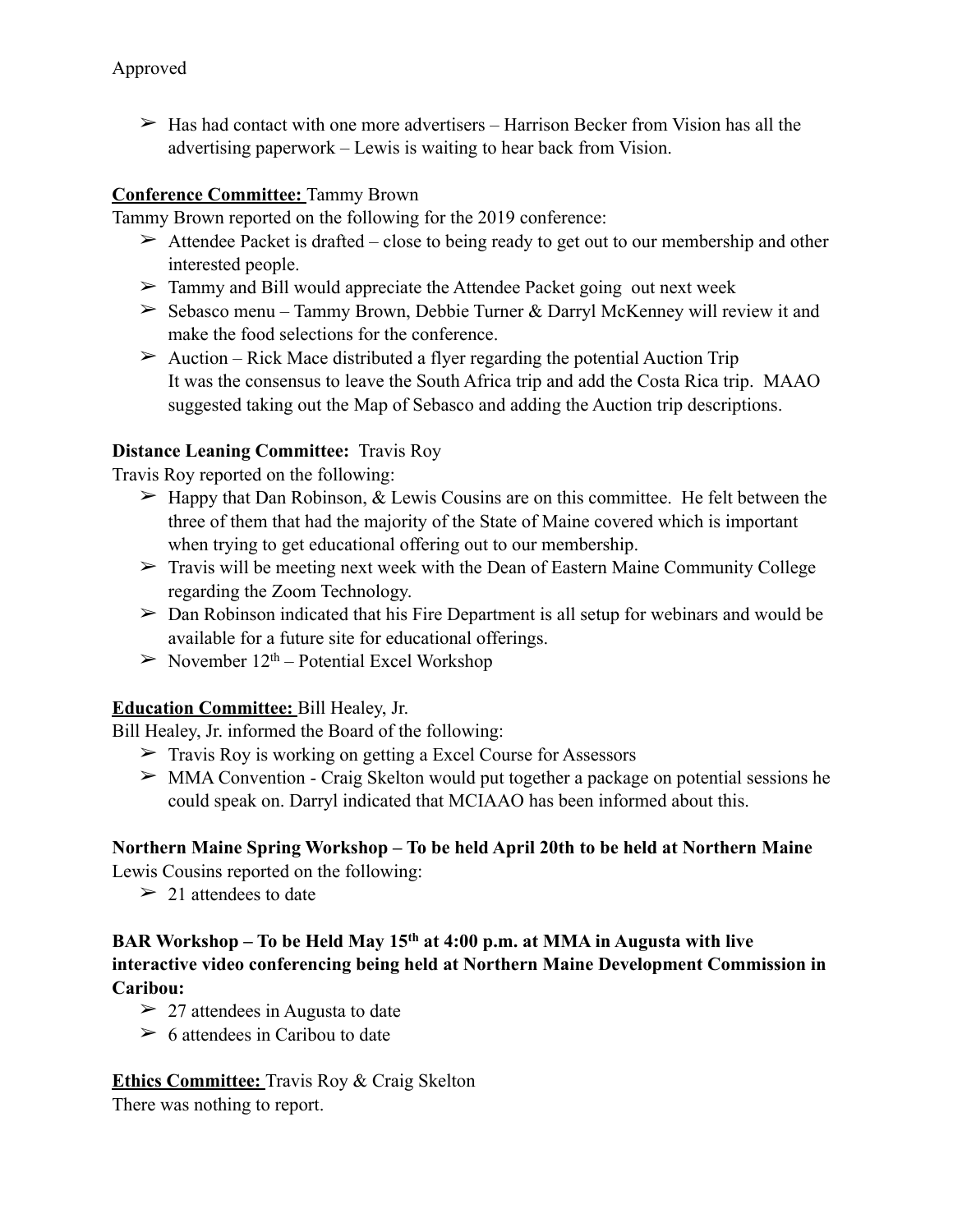Approved

- Has had contact with one more advertisers – Harrison Becker from Vision has all the advertising paperwork – Lewis is waiting to hear back from Vision.

**Conference Committee:** Tammy Brown

Tammy Brown reported on the following for the 2019 conference:

- Attendee Packet is drafted – close to being ready to get out to our membership and other interested people.
- Tammy and Bill would appreciate the Attendee Packet going out next week
- Sebasco menu – Tammy Brown, Debbie Turner & Darryl McKenney will review it and make the food selections for the conference.
- Auction – Rick Mace distributed a flyer regarding the potential Auction Trip It was the consensus to leave the South Africa trip and add the Costa Rica trip. MAAO suggested taking out the Map of Sebasco and adding the Auction trip descriptions.

**Distance Leaning Committee:** Travis Roy

Travis Roy reported on the following:

- Happy that Dan Robinson, & Lewis Cousins are on this committee. He felt between the three of them that had the majority of the State of Maine covered which is important when trying to get educational offering out to our membership.
- Travis will be meeting next week with the Dean of Eastern Maine Community College regarding the Zoom Technology.
- Dan Robinson indicated that his Fire Department is all setup for webinars and would be available for a future site for educational offerings.
- November 12th – Potential Excel Workshop

**Education Committee:** Bill Healey, Jr.

Bill Healey, Jr. informed the Board of the following:

- Travis Roy is working on getting a Excel Course for Assessors
- MMA Convention - Craig Skelton would put together a package on potential sessions he could speak on. Darryl indicated that MCIAAO has been informed about this.

**Northern Maine Spring Workshop – To be held April 20th to be held at Northern Maine**

Lewis Cousins reported on the following:

- 21 attendees to date

**BAR Workshop – To be Held May 15th at 4:00 p.m. at MMA in Augusta with live interactive video conferencing being held at Northern Maine Development Commission in Caribou:**

- 27 attendees in Augusta to date
- 6 attendees in Caribou to date

**Ethics Committee:** Travis Roy & Craig Skelton

There was nothing to report.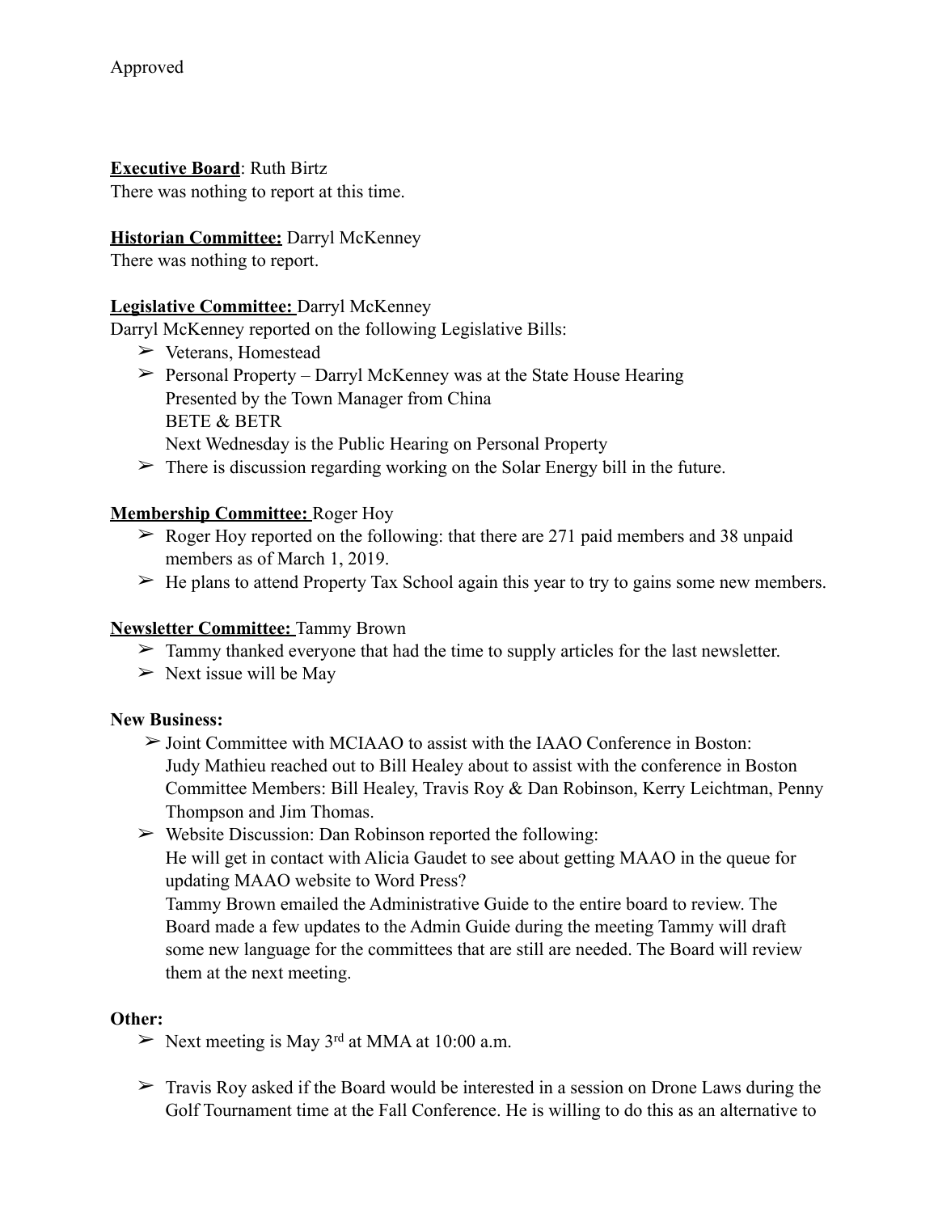Approved

**<u>Executive Board</u>**: Ruth Birtz
There was nothing to report at this time.

**<u>Historian Committee:</u>** Darryl McKenney
There was nothing to report.

**<u>Legislative Committee:</u>** Darryl McKenney
Darryl McKenney reported on the following Legislative Bills:

- ➢ Veterans, Homestead
- ➢ Personal Property – Darryl McKenney was at the State House Hearing
  Presented by the Town Manager from China
  BETE & BETR
  Next Wednesday is the Public Hearing on Personal Property
- ➢ There is discussion regarding working on the Solar Energy bill in the future.

**<u>Membership Committee:</u>** Roger Hoy

- ➢ Roger Hoy reported on the following: that there are 271 paid members and 38 unpaid members as of March 1, 2019.
- ➢ He plans to attend Property Tax School again this year to try to gains some new members.

**<u>Newsletter Committee:</u>** Tammy Brown

- ➢ Tammy thanked everyone that had the time to supply articles for the last newsletter.
- ➢ Next issue will be May

**New Business:**

- ➢ Joint Committee with MCIAAO to assist with the IAAO Conference in Boston:
  Judy Mathieu reached out to Bill Healey about to assist with the conference in Boston
  Committee Members: Bill Healey, Travis Roy & Dan Robinson, Kerry Leichtman, Penny Thompson and Jim Thomas.
- ➢ Website Discussion: Dan Robinson reported the following:
  He will get in contact with Alicia Gaudet to see about getting MAAO in the queue for updating MAAO website to Word Press?
  Tammy Brown emailed the Administrative Guide to the entire board to review. The Board made a few updates to the Admin Guide during the meeting Tammy will draft some new language for the committees that are still are needed. The Board will review them at the next meeting.

**Other:**

- ➢ Next meeting is May 3rd at MMA at 10:00 a.m.
- ➢ Travis Roy asked if the Board would be interested in a session on Drone Laws during the Golf Tournament time at the Fall Conference. He is willing to do this as an alternative to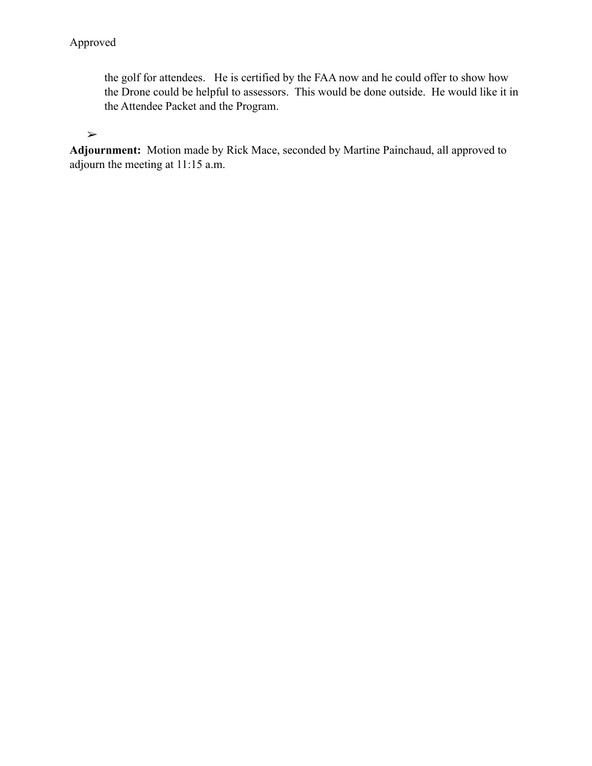the golf for attendees.   He is certified by the FAA now and he could offer to show how the Drone could be helpful to assessors.  This would be done outside.  He would like it in the Attendee Packet and the Program.

➢

**Adjournment:**  Motion made by Rick Mace, seconded by Martine Painchaud, all approved to adjourn the meeting at 11:15 a.m.